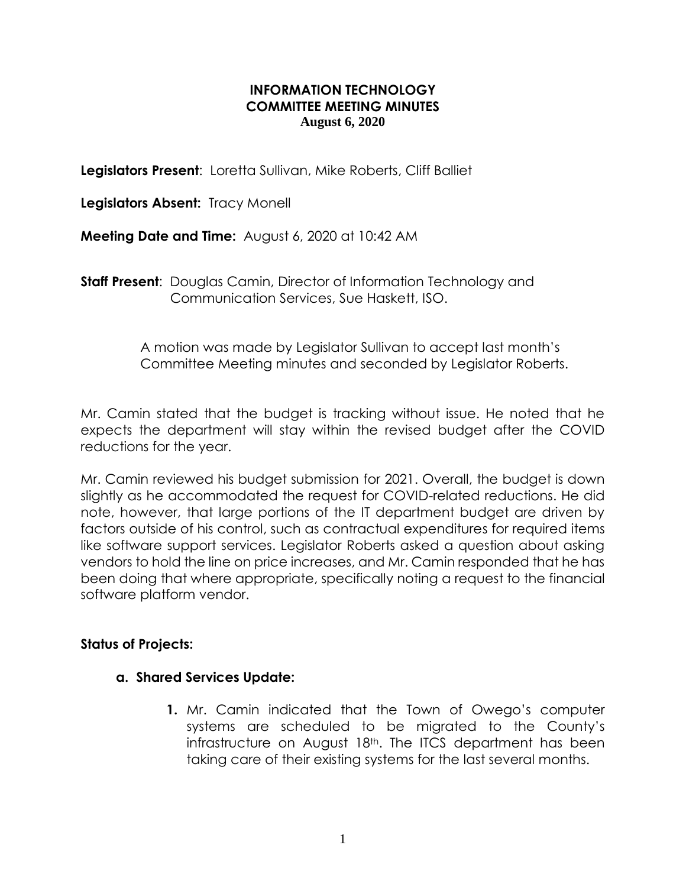# INFORMATION TECHNOLOGY
# COMMITTEE MEETING MINUTES
**August 6, 2020**

**Legislators Present**: Loretta Sullivan, Mike Roberts, Cliff Balliet

**Legislators Absent:** Tracy Monell

**Meeting Date and Time:** August 6, 2020 at 10:42 AM

**Staff Present**: Douglas Camin, Director of Information Technology and Communication Services, Sue Haskett, ISO.

> A motion was made by Legislator Sullivan to accept last month's Committee Meeting minutes and seconded by Legislator Roberts.

Mr. Camin stated that the budget is tracking without issue. He noted that he expects the department will stay within the revised budget after the COVID reductions for the year.

Mr. Camin reviewed his budget submission for 2021. Overall, the budget is down slightly as he accommodated the request for COVID-related reductions. He did note, however, that large portions of the IT department budget are driven by factors outside of his control, such as contractual expenditures for required items like software support services. Legislator Roberts asked a question about asking vendors to hold the line on price increases, and Mr. Camin responded that he has been doing that where appropriate, specifically noting a request to the financial software platform vendor.

**Status of Projects:**

**a. Shared Services Update:**

1. Mr. Camin indicated that the Town of Owego's computer systems are scheduled to be migrated to the County's infrastructure on August 18th. The ITCS department has been taking care of their existing systems for the last several months.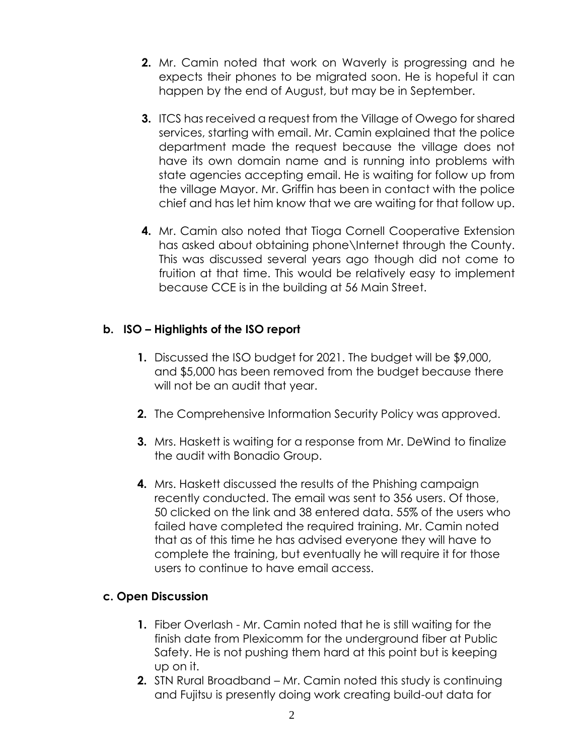2. Mr. Camin noted that work on Waverly is progressing and he expects their phones to be migrated soon. He is hopeful it can happen by the end of August, but may be in September.

3. ITCS has received a request from the Village of Owego for shared services, starting with email. Mr. Camin explained that the police department made the request because the village does not have its own domain name and is running into problems with state agencies accepting email. He is waiting for follow up from the village Mayor. Mr. Griffin has been in contact with the police chief and has let him know that we are waiting for that follow up.

4. Mr. Camin also noted that Tioga Cornell Cooperative Extension has asked about obtaining phone\Internet through the County. This was discussed several years ago though did not come to fruition at that time. This would be relatively easy to implement because CCE is in the building at 56 Main Street.

**b. ISO – Highlights of the ISO report**

1. Discussed the ISO budget for 2021. The budget will be $9,000, and $5,000 has been removed from the budget because there will not be an audit that year.

2. The Comprehensive Information Security Policy was approved.

3. Mrs. Haskett is waiting for a response from Mr. DeWind to finalize the audit with Bonadio Group.

4. Mrs. Haskett discussed the results of the Phishing campaign recently conducted. The email was sent to 356 users. Of those, 50 clicked on the link and 38 entered data. 55% of the users who failed have completed the required training. Mr. Camin noted that as of this time he has advised everyone they will have to complete the training, but eventually he will require it for those users to continue to have email access.

**c. Open Discussion**

1. Fiber Overlash - Mr. Camin noted that he is still waiting for the finish date from Plexicomm for the underground fiber at Public Safety. He is not pushing them hard at this point but is keeping up on it.
2. STN Rural Broadband – Mr. Camin noted this study is continuing and Fujitsu is presently doing work creating build-out data for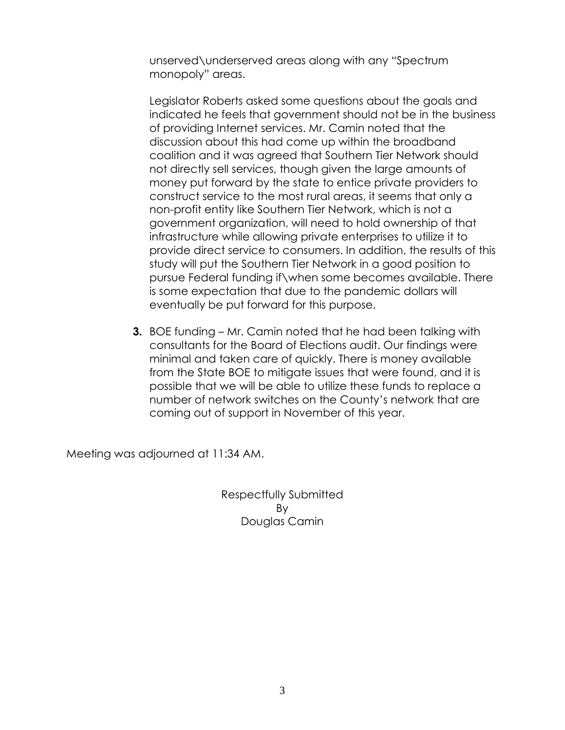unserved\underserved areas along with any "Spectrum monopoly" areas.

Legislator Roberts asked some questions about the goals and indicated he feels that government should not be in the business of providing Internet services. Mr. Camin noted that the discussion about this had come up within the broadband coalition and it was agreed that Southern Tier Network should not directly sell services, though given the large amounts of money put forward by the state to entice private providers to construct service to the most rural areas, it seems that only a non-profit entity like Southern Tier Network, which is not a government organization, will need to hold ownership of that infrastructure while allowing private enterprises to utilize it to provide direct service to consumers. In addition, the results of this study will put the Southern Tier Network in a good position to pursue Federal funding if\when some becomes available. There is some expectation that due to the pandemic dollars will eventually be put forward for this purpose.

3. BOE funding – Mr. Camin noted that he had been talking with consultants for the Board of Elections audit. Our findings were minimal and taken care of quickly. There is money available from the State BOE to mitigate issues that were found, and it is possible that we will be able to utilize these funds to replace a number of network switches on the County's network that are coming out of support in November of this year.

Meeting was adjourned at 11:34 AM.

Respectfully Submitted
By
Douglas Camin